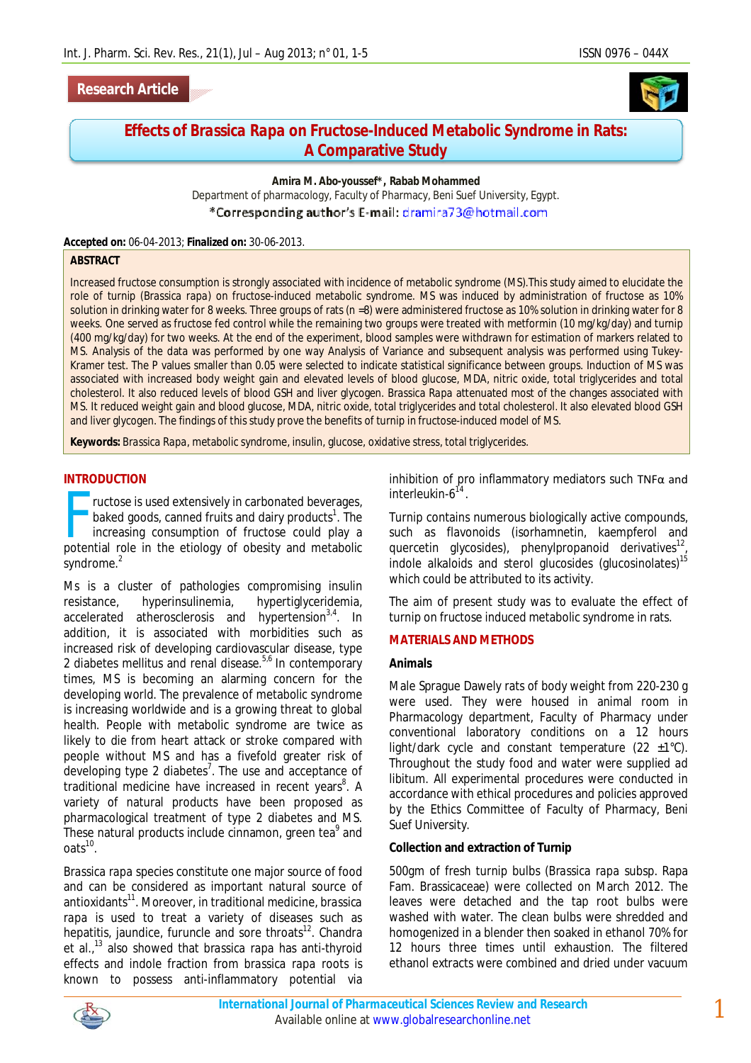Research Article

# Effects of *Brassica Rapa* on Fructose-Induced Metabolic Syndrome in Rats: A Comparative Study

**Amira M. Abo-youssef\*, Rabab Mohammed**

Department of pharmacology, Faculty of Pharmacy, Beni Suef University, Egypt.

\*Corresponding author's E-mail: dramira73@hotmail.com

**Accepted on:** 06-04-2013; **Finalized on:** 30-06-2013.

## ABSTRACT

Increased fructose consumption is strongly associated with incidence of metabolic syndrome (MS).This study aimed to elucidate the role of turnip (Brassica rapa) on fructose-induced metabolic syndrome. MS was induced by administration of fructose as 10% solution in drinking water for 8 weeks. Three groups of rats (n =8) were administered fructose as 10% solution in drinking water for 8 weeks. One served as fructose fed control while the remaining two groups were treated with metformin (10 mg/kg/day) and turnip (400 mg/kg/day) for two weeks. At the end of the experiment, blood samples were withdrawn for estimation of markers related to MS. Analysis of the data was performed by one way Analysis of Variance and subsequent analysis was performed using Tukey-Kramer test. The P values smaller than 0.05 were selected to indicate statistical significance between groups. Induction of MS was associated with increased body weight gain and elevated levels of blood glucose, MDA, nitric oxide, total triglycerides and total cholesterol. It also reduced levels of blood GSH and liver glycogen. Brassica Rapa attenuated most of the changes associated with MS. It reduced weight gain and blood glucose, MDA, nitric oxide, total triglycerides and total cholesterol. It also elevated blood GSH and liver glycogen. The findings of this study prove the benefits of turnip in fructose-induced model of MS.

**Keywords:** Brassica Rapa, metabolic syndrome, insulin, glucose, oxidative stress, total triglycerides.

## INTRODUCTION

Fructose is used extensively in carbonated beverages, baked goods, canned fruits and dairy products[1]. The increasing consumption of fructose could play a potential role in the etiology of obesity and metabolic syndrome.[2]

Ms is a cluster of pathologies compromising insulin resistance, hyperinsulinemia, hypertiglyceridemia, accelerated atherosclerosis and hypertension[3,4]. In addition, it is associated with morbidities such as increased risk of developing cardiovascular disease, type 2 diabetes mellitus and renal disease.[5,6] In contemporary times, MS is becoming an alarming concern for the developing world. The prevalence of metabolic syndrome is increasing worldwide and is a growing threat to global health. People with metabolic syndrome are twice as likely to die from heart attack or stroke compared with people without MS and has a fivefold greater risk of developing type 2 diabetes[7]. The use and acceptance of traditional medicine have increased in recent years[8]. A variety of natural products have been proposed as pharmacological treatment of type 2 diabetes and MS. These natural products include cinnamon, green tea[9] and oats[10].

Brassica rapa species constitute one major source of food and can be considered as important natural source of antioxidants[11]. Moreover, in traditional medicine, brassica rapa is used to treat a variety of diseases such as hepatitis, jaundice, furuncle and sore throats[12]. Chandra et al.,[13] also showed that brassica rapa has anti-thyroid effects and indole fraction from brassica rapa roots is known to possess anti-inflammatory potential via inhibition of pro inflammatory mediators such TNFα and interleukin-6[14].

Turnip contains numerous biologically active compounds, such as flavonoids (isorhamnetin, kaempferol and quercetin glycosides), phenylpropanoid derivatives[12], indole alkaloids and sterol glucosides (glucosinolates)[15] which could be attributed to its activity.

The aim of present study was to evaluate the effect of turnip on fructose induced metabolic syndrome in rats.

## MATERIALS AND METHODS

### Animals

Male Sprague Dawely rats of body weight from 220-230 g were used. They were housed in animal room in Pharmacology department, Faculty of Pharmacy under conventional laboratory conditions on a 12 hours light/dark cycle and constant temperature (22 ±1°C). Throughout the study food and water were supplied ad libitum. All experimental procedures were conducted in accordance with ethical procedures and policies approved by the Ethics Committee of Faculty of Pharmacy, Beni Suef University.

### Collection and extraction of Turnip

500gm of fresh turnip bulbs (Brassica rapa subsp. Rapa Fam. Brassicaceae) were collected on March 2012. The leaves were detached and the tap root bulbs were washed with water. The clean bulbs were shredded and homogenized in a blender then soaked in ethanol 70% for 12 hours three times until exhaustion. The filtered ethanol extracts were combined and dried under vacuum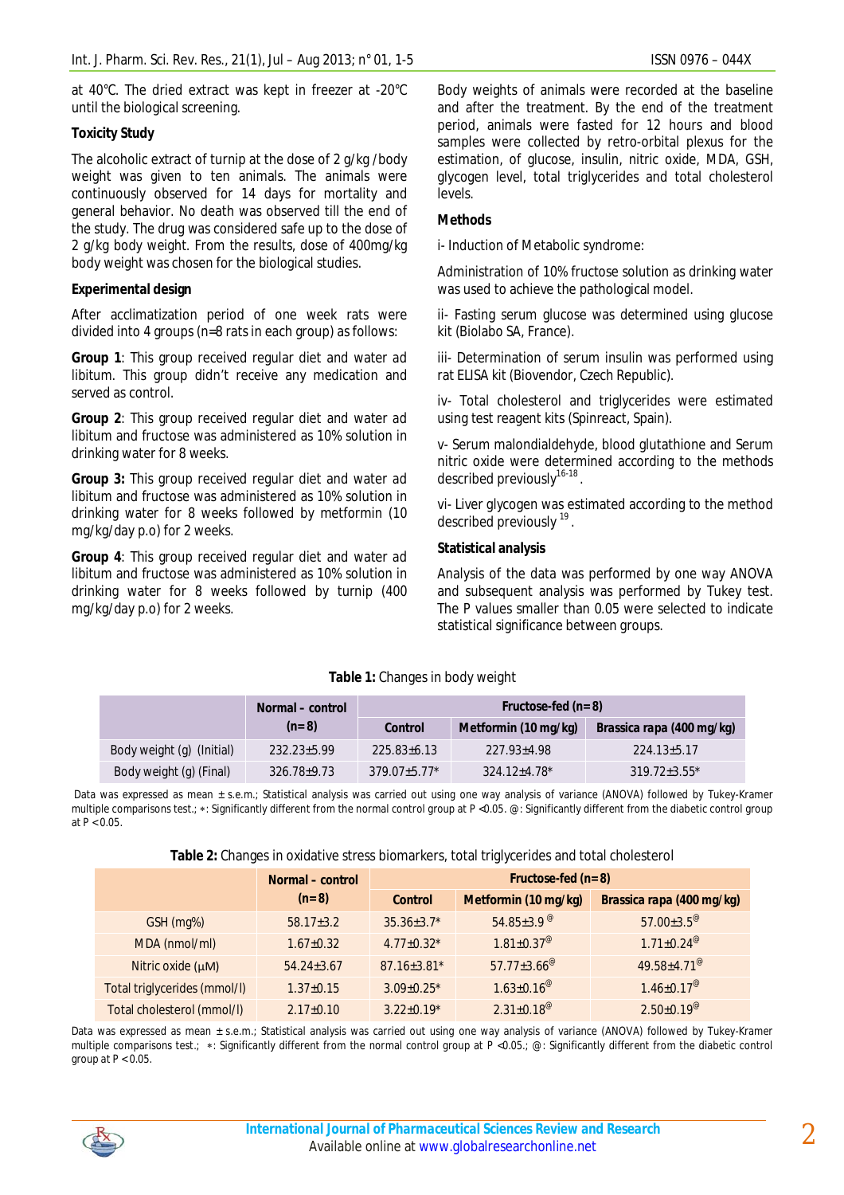at 40°C. The dried extract was kept in freezer at -20°C until the biological screening.

**Toxicity Study**

The alcoholic extract of turnip at the dose of 2 g/kg /body weight was given to ten animals. The animals were continuously observed for 14 days for mortality and general behavior. No death was observed till the end of the study. The drug was considered safe up to the dose of 2 g/kg body weight. From the results, dose of 400mg/kg body weight was chosen for the biological studies.

**Experimental design**

After acclimatization period of one week rats were divided into 4 groups (n=8 rats in each group) as follows:

**Group 1**: This group received regular diet and water ad libitum. This group didn't receive any medication and served as control.

**Group 2**: This group received regular diet and water ad libitum and fructose was administered as 10% solution in drinking water for 8 weeks.

**Group 3:** This group received regular diet and water ad libitum and fructose was administered as 10% solution in drinking water for 8 weeks followed by metformin (10 mg/kg/day p.o) for 2 weeks.

**Group 4**: This group received regular diet and water ad libitum and fructose was administered as 10% solution in drinking water for 8 weeks followed by turnip (400 mg/kg/day p.o) for 2 weeks.

Body weights of animals were recorded at the baseline and after the treatment. By the end of the treatment period, animals were fasted for 12 hours and blood samples were collected by retro-orbital plexus for the estimation, of glucose, insulin, nitric oxide, MDA, GSH, glycogen level, total triglycerides and total cholesterol levels.

**Methods**

i- Induction of Metabolic syndrome:

Administration of 10% fructose solution as drinking water was used to achieve the pathological model.

ii- Fasting serum glucose was determined using glucose kit (Biolabo SA, France).

iii- Determination of serum insulin was performed using rat ELISA kit (Biovendor, Czech Republic).

iv- Total cholesterol and triglycerides were estimated using test reagent kits (Spinreact, Spain).

v- Serum malondialdehyde, blood glutathione and Serum nitric oxide were determined according to the methods described previously[16-18].

vi- Liver glycogen was estimated according to the method described previously [19].

**Statistical analysis**

Analysis of the data was performed by one way ANOVA and subsequent analysis was performed by Tukey test. The P values smaller than 0.05 were selected to indicate statistical significance between groups.

**Table 1:** Changes in body weight

| | Normal – control (n=8) | Fructose-fed (n=8) | | |
|---|---|---|---|---|
| | | Control | Metformin (10 mg/kg) | Brassica rapa (400 mg/kg) |
| Body weight (g) (Initial) | 232.23±5.99 | 225.83±6.13 | 227.93±4.98 | 224.13±5.17 |
| Body weight (g) (Final) | 326.78±9.73 | 379.07±5.77* | 324.12±4.78* | 319.72±3.55* |

Data was expressed as mean ± s.e.m.; Statistical analysis was carried out using one way analysis of variance (ANOVA) followed by Tukey-Kramer multiple comparisons test.; *: Significantly different from the normal control group at $P < 0.05$. @: Significantly different from the diabetic control group at $P < 0.05$.

**Table 2:** Changes in oxidative stress biomarkers, total triglycerides and total cholesterol

| | Normal – control (n=8) | Fructose-fed (n=8) | | |
|---|---|---|---|---|
| | | Control | Metformin (10 mg/kg) | Brassica rapa (400 mg/kg) |
| GSH (mg%) | 58.17±3.2 | 35.36±3.7* | 54.85±3.9 @ | 57.00±3.5@ |
| MDA (nmol/ml) | 1.67±0.32 | 4.77±0.32* | 1.81±0.37@ | 1.71±0.24@ |
| Nitric oxide (μM) | 54.24±3.67 | 87.16±3.81* | 57.77±3.66@ | 49.58±4.71@ |
| Total triglycerides (mmol/l) | 1.37±0.15 | 3.09±0.25* | 1.63±0.16@ | 1.46±0.17@ |
| Total cholesterol (mmol/l) | 2.17±0.10 | 3.22±0.19* | 2.31±0.18@ | 2.50±0.19@ |

Data was expressed as mean ± s.e.m.; Statistical analysis was carried out using one way analysis of variance (ANOVA) followed by Tukey-Kramer multiple comparisons test.; *: Significantly different from the normal control group at $P < 0.05$.; @: Significantly different from the diabetic control group at $P < 0.05$.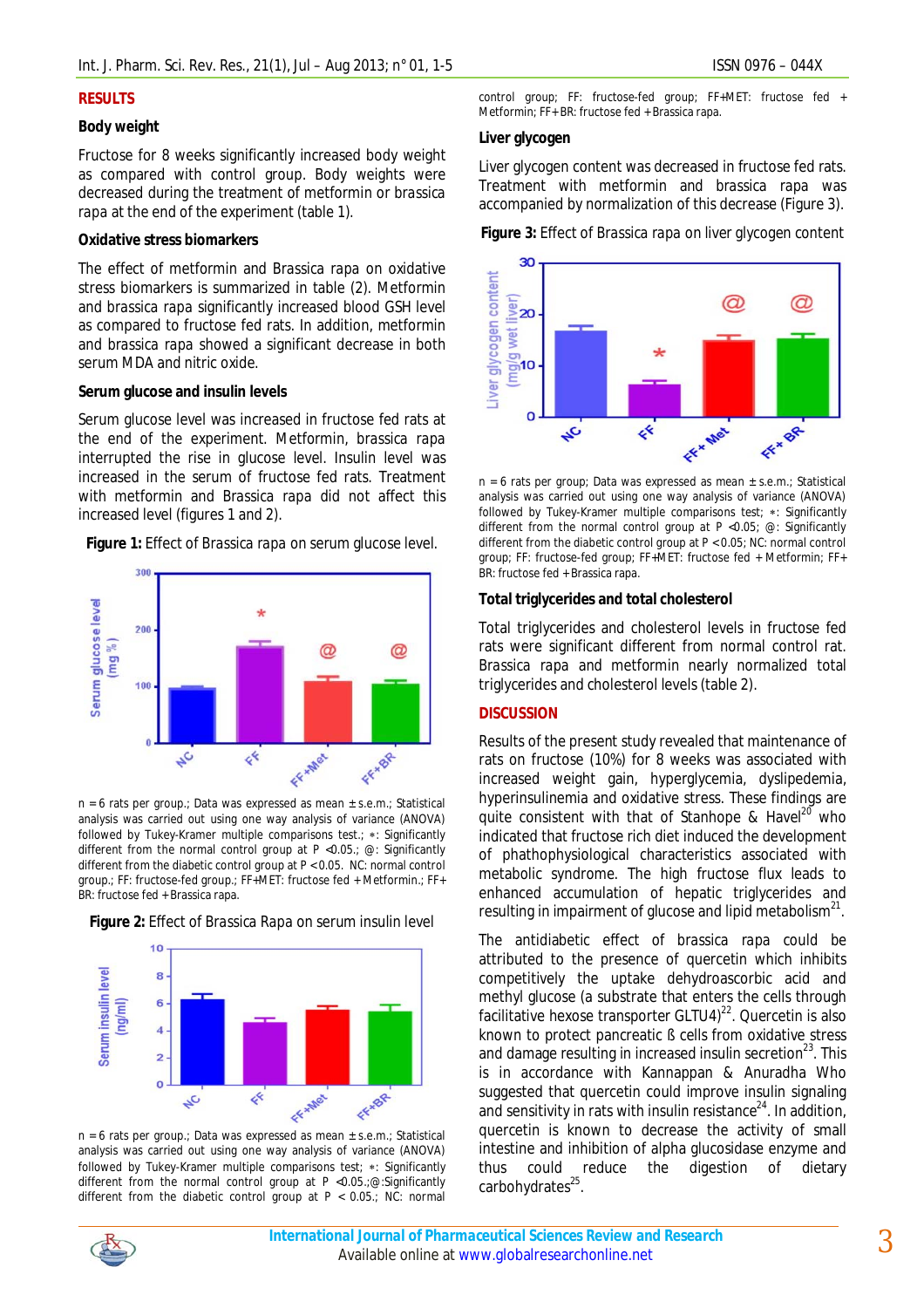## RESULTS

### Body weight

Fructose for 8 weeks significantly increased body weight as compared with control group. Body weights were decreased during the treatment of metformin or brassica rapa at the end of the experiment (table 1).

### Oxidative stress biomarkers

The effect of metformin and Brassica rapa on oxidative stress biomarkers is summarized in table (2). Metformin and brassica rapa significantly increased blood GSH level as compared to fructose fed rats. In addition, metformin and brassica rapa showed a significant decrease in both serum MDA and nitric oxide.

### Serum glucose and insulin levels

Serum glucose level was increased in fructose fed rats at the end of the experiment. Metformin, brassica rapa interrupted the rise in glucose level. Insulin level was increased in the serum of fructose fed rats. Treatment with metformin and Brassica rapa did not affect this increased level (figures 1 and 2).

**Figure 1:** Effect of Brassica rapa on serum glucose level.

n = 6 rats per group.; Data was expressed as mean ± s.e.m.; Statistical analysis was carried out using one way analysis of variance (ANOVA) followed by Tukey-Kramer multiple comparisons test.; ∗: Significantly different from the normal control group at P <0.05.; @: Significantly different from the diabetic control group at P < 0.05. NC: normal control group.; FF: fructose-fed group.; FF+MET: fructose fed + Metformin.; FF+BR: fructose fed + Brassica rapa.

**Figure 2:** Effect of Brassica Rapa on serum insulin level

n = 6 rats per group.; Data was expressed as mean ± s.e.m.; Statistical analysis was carried out using one way analysis of variance (ANOVA) followed by Tukey-Kramer multiple comparisons test; ∗: Significantly different from the normal control group at P <0.05.;@:Significantly different from the diabetic control group at P < 0.05.; NC: normal control group; FF: fructose-fed group; FF+MET: fructose fed + Metformin; FF+BR: fructose fed + Brassica rapa.

### Liver glycogen

Liver glycogen content was decreased in fructose fed rats. Treatment with metformin and brassica rapa was accompanied by normalization of this decrease (Figure 3).

**Figure 3:** Effect of Brassica rapa on liver glycogen content

n = 6 rats per group; Data was expressed as mean ± s.e.m.; Statistical analysis was carried out using one way analysis of variance (ANOVA) followed by Tukey-Kramer multiple comparisons test; ∗: Significantly different from the normal control group at P <0.05; @: Significantly different from the diabetic control group at P < 0.05; NC: normal control group; FF: fructose-fed group; FF+MET: fructose fed + Metformin; FF+BR: fructose fed + Brassica rapa.

### Total triglycerides and total cholesterol

Total triglycerides and cholesterol levels in fructose fed rats were significant different from normal control rat. Brassica rapa and metformin nearly normalized total triglycerides and cholesterol levels (table 2).

## DISCUSSION

Results of the present study revealed that maintenance of rats on fructose (10%) for 8 weeks was associated with increased weight gain, hyperglycemia, dyslipedemia, hyperinsulinemia and oxidative stress. These findings are quite consistent with that of Stanhope & Havel[20] who indicated that fructose rich diet induced the development of phathophysiological characteristics associated with metabolic syndrome. The high fructose flux leads to enhanced accumulation of hepatic triglycerides and resulting in impairment of glucose and lipid metabolism[21].

The antidiabetic effect of brassica rapa could be attributed to the presence of quercetin which inhibits competitively the uptake dehydroascorbic acid and methyl glucose (a substrate that enters the cells through facilitative hexose transporter GLTU4)[22]. Quercetin is also known to protect pancreatic ß cells from oxidative stress and damage resulting in increased insulin secretion[23]. This is in accordance with Kannappan & Anuradha Who suggested that quercetin could improve insulin signaling and sensitivity in rats with insulin resistance[24]. In addition, quercetin is known to decrease the activity of small intestine and inhibition of alpha glucosidase enzyme and thus could reduce the digestion of dietary carbohydrates[25].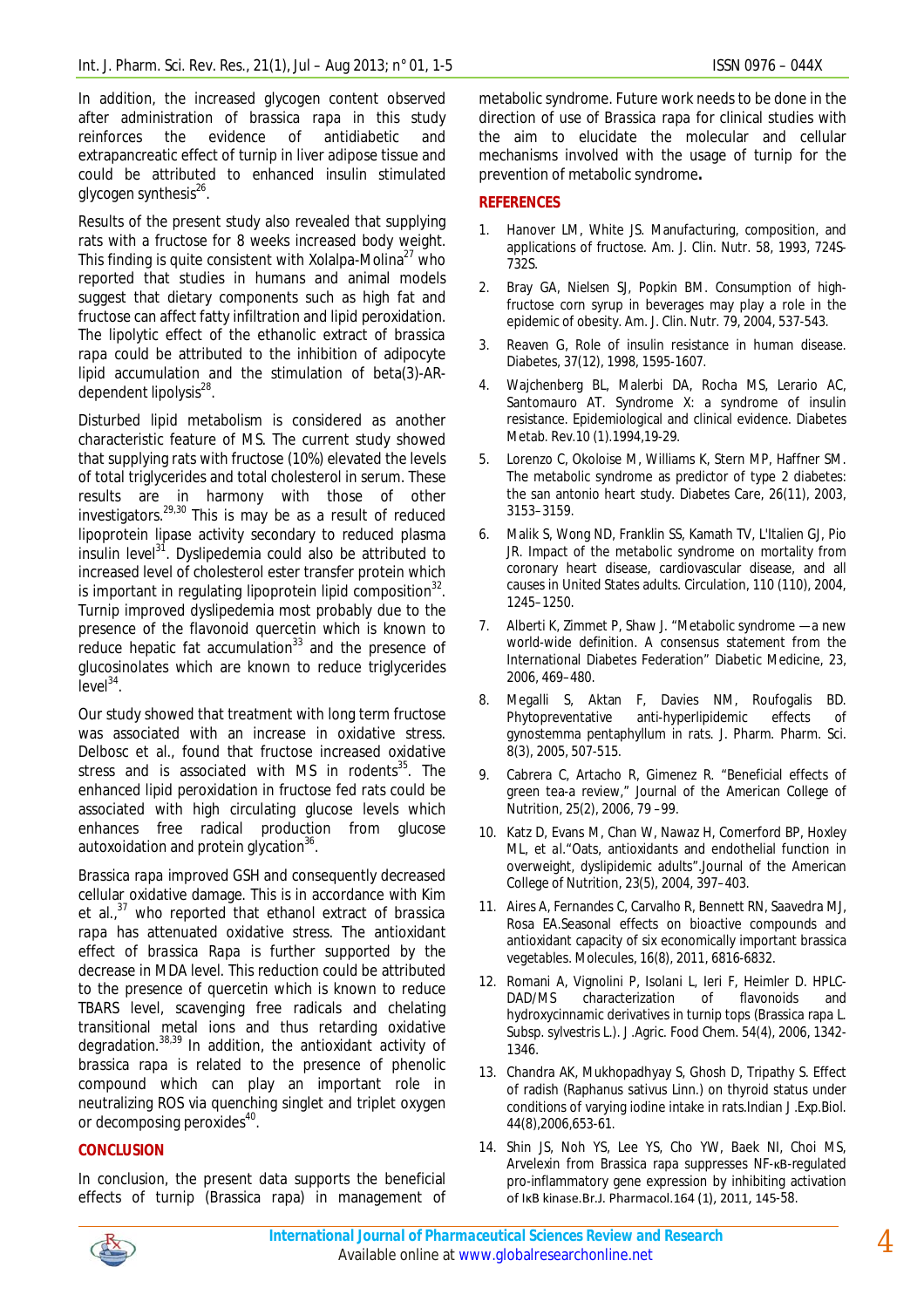In addition, the increased glycogen content observed after administration of brassica rapa in this study reinforces the evidence of antidiabetic and extrapancreatic effect of turnip in liver adipose tissue and could be attributed to enhanced insulin stimulated glycogen synthesis[26].

Results of the present study also revealed that supplying rats with a fructose for 8 weeks increased body weight. This finding is quite consistent with Xolalpa-Molina[27] who reported that studies in humans and animal models suggest that dietary components such as high fat and fructose can affect fatty infiltration and lipid peroxidation. The lipolytic effect of the ethanolic extract of brassica rapa could be attributed to the inhibition of adipocyte lipid accumulation and the stimulation of beta(3)-AR-dependent lipolysis[28].

Disturbed lipid metabolism is considered as another characteristic feature of MS. The current study showed that supplying rats with fructose (10%) elevated the levels of total triglycerides and total cholesterol in serum. These results are in harmony with those of other investigators.[29,30] This is may be as a result of reduced lipoprotein lipase activity secondary to reduced plasma insulin level[31]. Dyslipedemia could also be attributed to increased level of cholesterol ester transfer protein which is important in regulating lipoprotein lipid composition[32]. Turnip improved dyslipedemia most probably due to the presence of the flavonoid quercetin which is known to reduce hepatic fat accumulation[33] and the presence of glucosinolates which are known to reduce triglycerides level[34].

Our study showed that treatment with long term fructose was associated with an increase in oxidative stress. Delbosc et al., found that fructose increased oxidative stress and is associated with MS in rodents[35]. The enhanced lipid peroxidation in fructose fed rats could be associated with high circulating glucose levels which enhances free radical production from glucose autoxoidation and protein glycation[36].

Brassica rapa improved GSH and consequently decreased cellular oxidative damage. This is in accordance with Kim et al.,[37] who reported that ethanol extract of brassica rapa has attenuated oxidative stress. The antioxidant effect of brassica Rapa is further supported by the decrease in MDA level. This reduction could be attributed to the presence of quercetin which is known to reduce TBARS level, scavenging free radicals and chelating transitional metal ions and thus retarding oxidative degradation.[38,39] In addition, the antioxidant activity of brassica rapa is related to the presence of phenolic compound which can play an important role in neutralizing ROS via quenching singlet and triplet oxygen or decomposing peroxides[40].

## CONCLUSION

In conclusion, the present data supports the beneficial effects of turnip (Brassica rapa) in management of metabolic syndrome. Future work needs to be done in the direction of use of Brassica rapa for clinical studies with the aim to elucidate the molecular and cellular mechanisms involved with the usage of turnip for the prevention of metabolic syndrome**.**

## REFERENCES

1. Hanover LM, White JS. Manufacturing, composition, and applications of fructose. Am. J. Clin. Nutr. 58, 1993, 724S-732S.
2. Bray GA, Nielsen SJ, Popkin BM. Consumption of high-fructose corn syrup in beverages may play a role in the epidemic of obesity. Am. J. Clin. Nutr. 79, 2004, 537-543.
3. Reaven G, Role of insulin resistance in human disease. Diabetes, 37(12), 1998, 1595-1607.
4. Wajchenberg BL, Malerbi DA, Rocha MS, Lerario AC, Santomauro AT. Syndrome X: a syndrome of insulin resistance. Epidemiological and clinical evidence. Diabetes Metab. Rev.10 (1).1994,19-29.
5. Lorenzo C, Okoloise M, Williams K, Stern MP, Haffner SM. The metabolic syndrome as predictor of type 2 diabetes: the san antonio heart study. Diabetes Care, 26(11), 2003, 3153–3159.
6. Malik S, Wong ND, Franklin SS, Kamath TV, L'Italien GJ, Pio JR. Impact of the metabolic syndrome on mortality from coronary heart disease, cardiovascular disease, and all causes in United States adults. Circulation, 110 (110), 2004, 1245–1250.
7. Alberti K, Zimmet P, Shaw J. "Metabolic syndrome —a new world-wide definition. A consensus statement from the International Diabetes Federation" Diabetic Medicine, 23, 2006, 469–480.
8. Megalli S, Aktan F, Davies NM, Roufogalis BD. Phytopreventative anti-hyperlipidemic effects of gynostemma pentaphyllum in rats. J. Pharm. Pharm. Sci. 8(3), 2005, 507-515.
9. Cabrera C, Artacho R, Gimenez R. "Beneficial effects of green tea-a review," Journal of the American College of Nutrition, 25(2), 2006, 79 –99.
10. Katz D, Evans M, Chan W, Nawaz H, Comerford BP, Hoxley ML, et al."Oats, antioxidants and endothelial function in overweight, dyslipidemic adults".Journal of the American College of Nutrition, 23(5), 2004, 397–403.
11. Aires A, Fernandes C, Carvalho R, Bennett RN, Saavedra MJ, Rosa EA.Seasonal effects on bioactive compounds and antioxidant capacity of six economically important brassica vegetables. Molecules, 16(8), 2011, 6816-6832.
12. Romani A, Vignolini P, Isolani L, Ieri F, Heimler D. HPLC-DAD/MS characterization of flavonoids and hydroxycinnamic derivatives in turnip tops (Brassica rapa L. Subsp. sylvestris L.). J .Agric. Food Chem. 54(4), 2006, 1342-1346.
13. Chandra AK, Mukhopadhyay S, Ghosh D, Tripathy S. Effect of radish (Raphanus sativus Linn.) on thyroid status under conditions of varying iodine intake in rats.Indian J .Exp.Biol. 44(8),2006,653-61.
14. Shin JS, Noh YS, Lee YS, Cho YW, Baek NI, Choi MS, Arvelexin from Brassica rapa suppresses NF-κB-regulated pro-inflammatory gene expression by inhibiting activation of IκB kinase.Br.J. Pharmacol.164 (1), 2011, 145-58.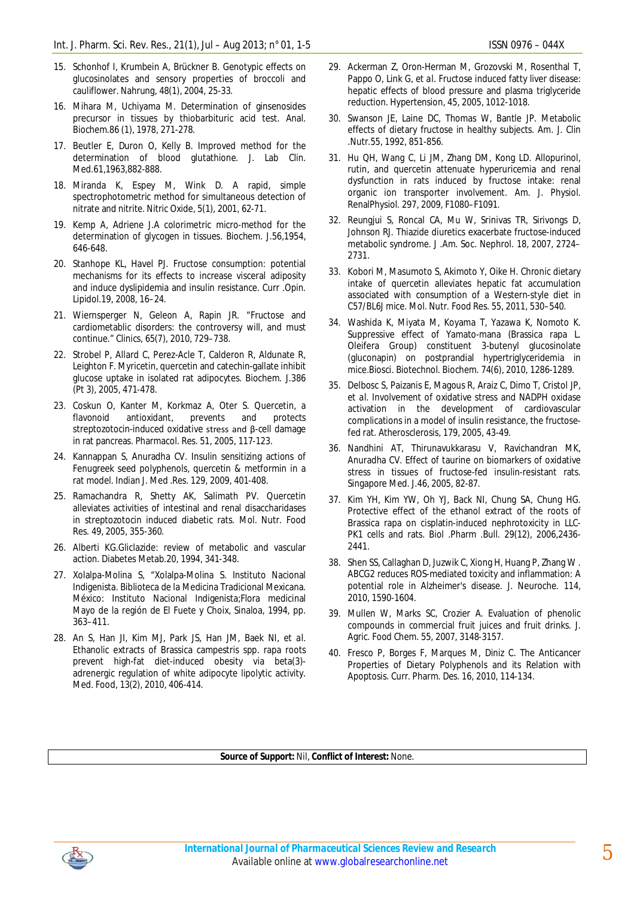15. Schonhof I, Krumbein A, Brückner B. Genotypic effects on glucosinolates and sensory properties of broccoli and cauliflower. Nahrung, 48(1), 2004, 25-33.
16. Mihara M, Uchiyama M. Determination of ginsenosides precursor in tissues by thiobarbituric acid test. Anal. Biochem.86 (1), 1978, 271-278.
17. Beutler E, Duron O, Kelly B. Improved method for the determination of blood glutathione. J. Lab Clin. Med.61,1963,882-888.
18. Miranda K, Espey M, Wink D. A rapid, simple spectrophotometric method for simultaneous detection of nitrate and nitrite. Nitric Oxide, 5(1), 2001, 62-71.
19. Kemp A, Adriene J.A colorimetric micro-method for the determination of glycogen in tissues. Biochem. J.56,1954, 646-648.
20. Stanhope KL, Havel PJ. Fructose consumption: potential mechanisms for its effects to increase visceral adiposity and induce dyslipidemia and insulin resistance. Curr .Opin. Lipidol.19, 2008, 16–24.
21. Wiernsperger N, Geleon A, Rapin JR. "Fructose and cardiometabolic disorders: the controversy will, and must continue." Clinics, 65(7), 2010, 729–738.
22. Strobel P, Allard C, Perez-Acle T, Calderon R, Aldunate R, Leighton F. Myricetin, quercetin and catechin-gallate inhibit glucose uptake in isolated rat adipocytes. Biochem. J.386 (Pt 3), 2005, 471-478.
23. Coskun O, Kanter M, Korkmaz A, Oter S. Quercetin, a flavonoid antioxidant, prevents and protects streptozotocin-induced oxidative stress and β-cell damage in rat pancreas. Pharmacol. Res. 51, 2005, 117-123.
24. Kannappan S, Anuradha CV. Insulin sensitizing actions of Fenugreek seed polyphenols, quercetin & metformin in a rat model. Indian J. Med .Res. 129, 2009, 401-408.
25. Ramachandra R, Shetty AK, Salimath PV. Quercetin alleviates activities of intestinal and renal disaccharidases in streptozotocin induced diabetic rats. Mol. Nutr. Food Res. 49, 2005, 355-360.
26. Alberti KG.Gliclazide: review of metabolic and vascular action. Diabetes Metab.20, 1994, 341-348.
27. Xolalpa-Molina S, "Xolalpa-Molina S. Instituto Nacional Indigenista. Biblioteca de la Medicina Tradicional Mexicana. México: Instituto Nacional Indigenista;Flora medicinal Mayo de la región de El Fuete y Choix, Sinaloa, 1994, pp. 363–411.
28. An S, Han JI, Kim MJ, Park JS, Han JM, Baek NI, et al. Ethanolic extracts of Brassica campestris spp. rapa roots prevent high-fat diet-induced obesity via beta(3)-adrenergic regulation of white adipocyte lipolytic activity. Med. Food, 13(2), 2010, 406-414.
29. Ackerman Z, Oron-Herman M, Grozovski M, Rosenthal T, Pappo O, Link G, et al. Fructose induced fatty liver disease: hepatic effects of blood pressure and plasma triglyceride reduction. Hypertension, 45, 2005, 1012-1018.
30. Swanson JE, Laine DC, Thomas W, Bantle JP. Metabolic effects of dietary fructose in healthy subjects. Am. J. Clin .Nutr.55, 1992, 851-856.
31. Hu QH, Wang C, Li JM, Zhang DM, Kong LD. Allopurinol, rutin, and quercetin attenuate hyperuricemia and renal dysfunction in rats induced by fructose intake: renal organic ion transporter involvement. Am. J. Physiol. RenalPhysiol. 297, 2009, F1080–F1091.
32. Reungjui S, Roncal CA, Mu W, Srinivas TR, Sirivongs D, Johnson RJ. Thiazide diuretics exacerbate fructose-induced metabolic syndrome. J .Am. Soc. Nephrol. 18, 2007, 2724–2731.
33. Kobori M, Masumoto S, Akimoto Y, Oike H. Chronic dietary intake of quercetin alleviates hepatic fat accumulation associated with consumption of a Western-style diet in C57/BL6Jmice. Mol. Nutr. Food Res. 55, 2011, 530–540.
34. Washida K, Miyata M, Koyama T, Yazawa K, Nomoto K. Suppressive effect of Yamato-mana (Brassica rapa L. Oleifera Group) constituent 3-butenyl glucosinolate (gluconapin) on postprandial hypertriglyceridemia in mice.Biosci. Biotechnol. Biochem. 74(6), 2010, 1286-1289.
35. Delbosc S, Paizanis E, Magous R, Araiz C, Dimo T, Cristol JP, et al. Involvement of oxidative stress and NADPH oxidase activation in the development of cardiovascular complications in a model of insulin resistance, the fructose-fed rat. Atherosclerosis, 179, 2005, 43-49.
36. Nandhini AT, Thirunavukkarasu V, Ravichandran MK, Anuradha CV. Effect of taurine on biomarkers of oxidative stress in tissues of fructose-fed insulin-resistant rats. Singapore Med. J.46, 2005, 82-87.
37. Kim YH, Kim YW, Oh YJ, Back NI, Chung SA, Chung HG. Protective effect of the ethanol extract of the roots of Brassica rapa on cisplatin-induced nephrotoxicity in LLC-PK1 cells and rats. Biol .Pharm .Bull. 29(12), 2006,2436-2441.
38. Shen SS, Callaghan D, Juzwik C, Xiong H, Huang P, Zhang W . ABCG2 reduces ROS-mediated toxicity and inflammation: A potential role in Alzheimer's disease. J. Neuroche. 114, 2010, 1590-1604.
39. Mullen W, Marks SC, Crozier A. Evaluation of phenolic compounds in commercial fruit juices and fruit drinks. J. Agric. Food Chem. 55, 2007, 3148-3157.
40. Fresco P, Borges F, Marques M, Diniz C. The Anticancer Properties of Dietary Polyphenols and its Relation with Apoptosis. Curr. Pharm. Des. 16, 2010, 114-134.

**Source of Support:** Nil, **Conflict of Interest:** None.